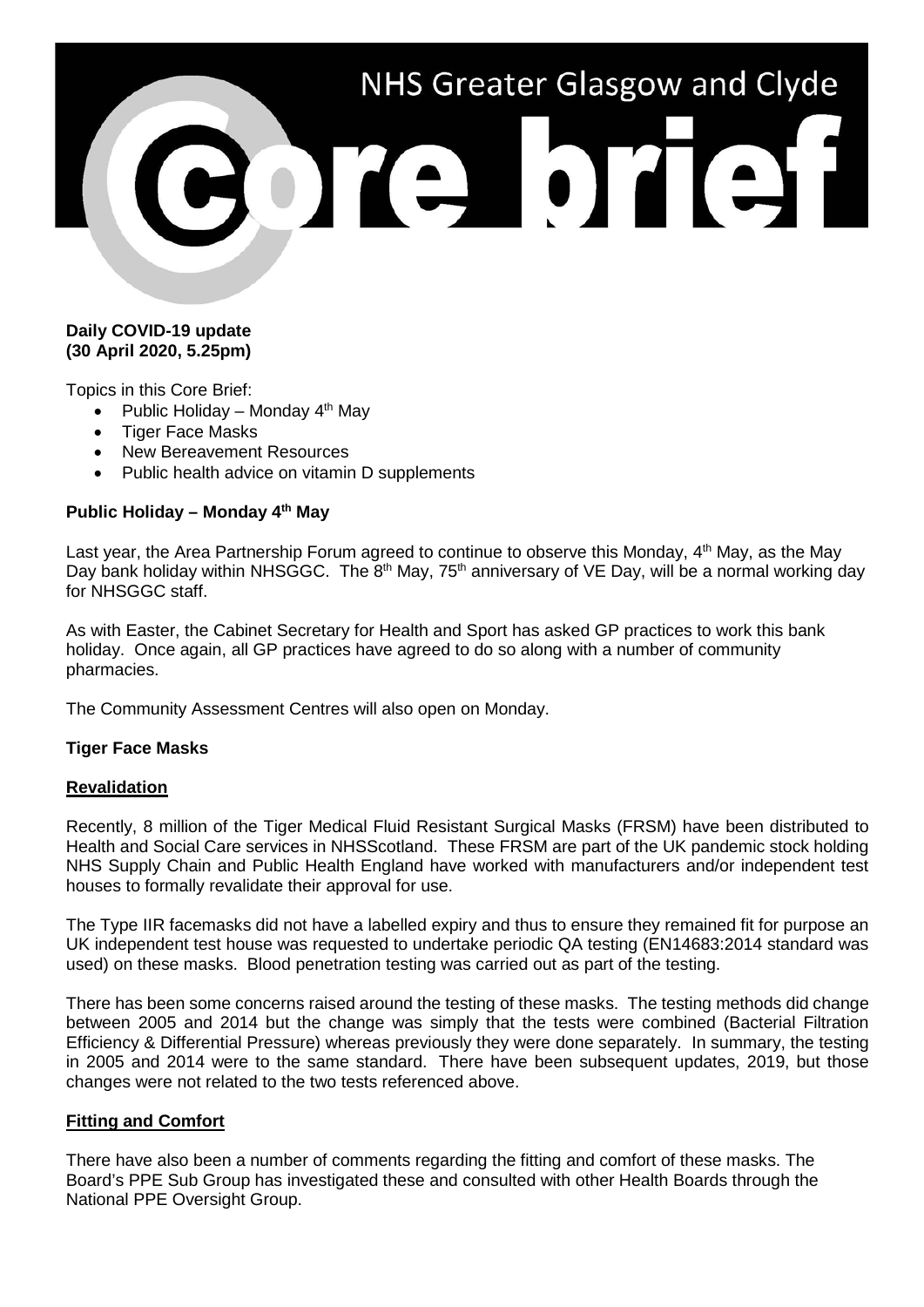# NHS Greater Glasgow and Clyde

# core brief

**Daily COVID-19 update**
**(30 April 2020, 5.25pm)**

Topics in this Core Brief:

- Public Holiday – Monday 4th May
- Tiger Face Masks
- New Bereavement Resources
- Public health advice on vitamin D supplements

## Public Holiday – Monday 4th May

Last year, the Area Partnership Forum agreed to continue to observe this Monday, 4th May, as the May Day bank holiday within NHSGGC. The 8th May, 75th anniversary of VE Day, will be a normal working day for NHSGGC staff.

As with Easter, the Cabinet Secretary for Health and Sport has asked GP practices to work this bank holiday. Once again, all GP practices have agreed to do so along with a number of community pharmacies.

The Community Assessment Centres will also open on Monday.

## Tiger Face Masks

### Revalidation

Recently, 8 million of the Tiger Medical Fluid Resistant Surgical Masks (FRSM) have been distributed to Health and Social Care services in NHSScotland. These FRSM are part of the UK pandemic stock holding NHS Supply Chain and Public Health England have worked with manufacturers and/or independent test houses to formally revalidate their approval for use.

The Type IIR facemasks did not have a labelled expiry and thus to ensure they remained fit for purpose an UK independent test house was requested to undertake periodic QA testing (EN14683:2014 standard was used) on these masks. Blood penetration testing was carried out as part of the testing.

There has been some concerns raised around the testing of these masks. The testing methods did change between 2005 and 2014 but the change was simply that the tests were combined (Bacterial Filtration Efficiency & Differential Pressure) whereas previously they were done separately. In summary, the testing in 2005 and 2014 were to the same standard. There have been subsequent updates, 2019, but those changes were not related to the two tests referenced above.

### Fitting and Comfort

There have also been a number of comments regarding the fitting and comfort of these masks. The Board's PPE Sub Group has investigated these and consulted with other Health Boards through the National PPE Oversight Group.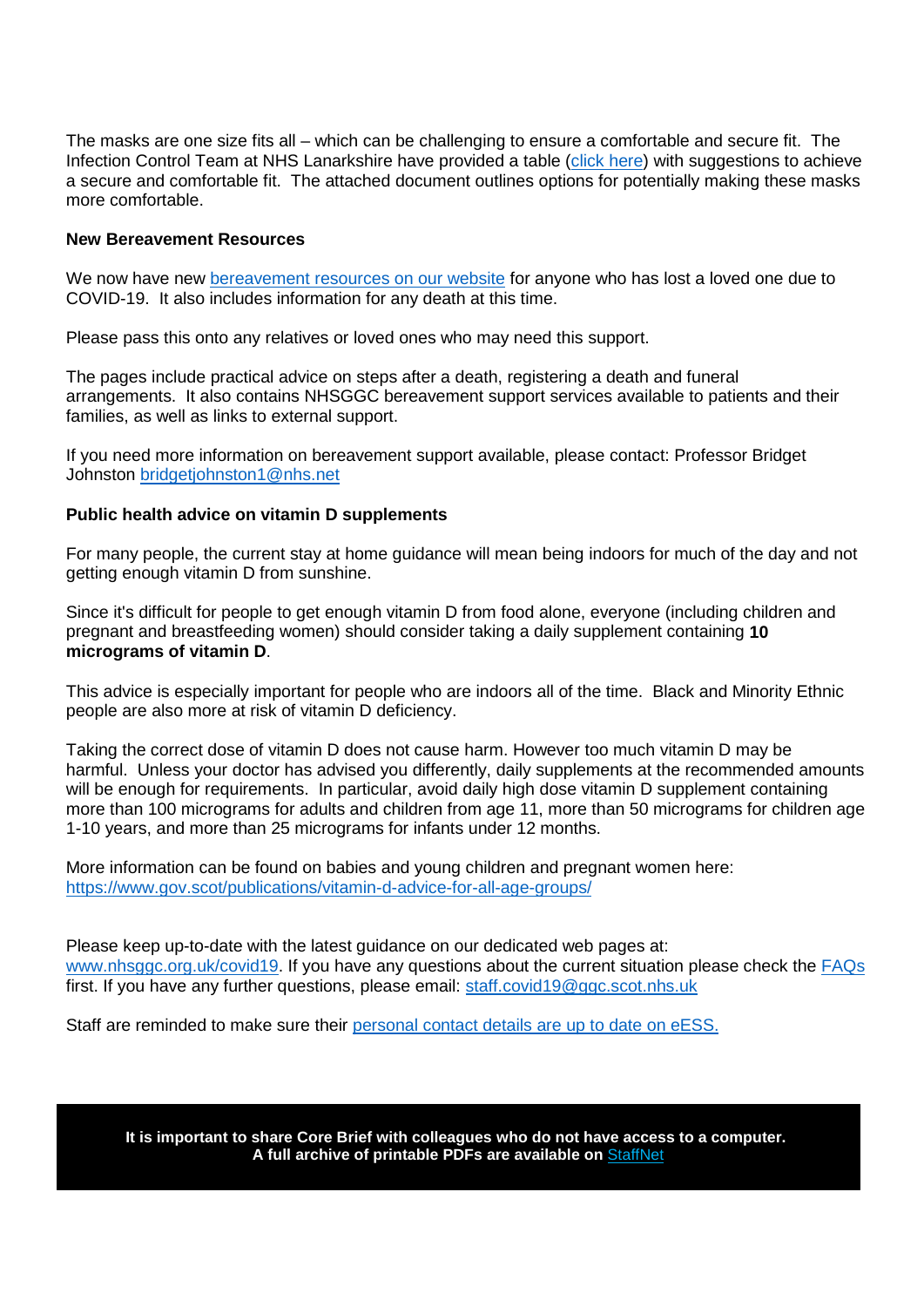The masks are one size fits all – which can be challenging to ensure a comfortable and secure fit. The Infection Control Team at NHS Lanarkshire have provided a table (click here) with suggestions to achieve a secure and comfortable fit. The attached document outlines options for potentially making these masks more comfortable.

**New Bereavement Resources**

We now have new bereavement resources on our website for anyone who has lost a loved one due to COVID-19. It also includes information for any death at this time.

Please pass this onto any relatives or loved ones who may need this support.

The pages include practical advice on steps after a death, registering a death and funeral arrangements. It also contains NHSGGC bereavement support services available to patients and their families, as well as links to external support.

If you need more information on bereavement support available, please contact: Professor Bridget Johnston bridgetjohnston1@nhs.net

**Public health advice on vitamin D supplements**

For many people, the current stay at home guidance will mean being indoors for much of the day and not getting enough vitamin D from sunshine.

Since it's difficult for people to get enough vitamin D from food alone, everyone (including children and pregnant and breastfeeding women) should consider taking a daily supplement containing **10 micrograms of vitamin D**.

This advice is especially important for people who are indoors all of the time. Black and Minority Ethnic people are also more at risk of vitamin D deficiency.

Taking the correct dose of vitamin D does not cause harm. However too much vitamin D may be harmful. Unless your doctor has advised you differently, daily supplements at the recommended amounts will be enough for requirements. In particular, avoid daily high dose vitamin D supplement containing more than 100 micrograms for adults and children from age 11, more than 50 micrograms for children age 1-10 years, and more than 25 micrograms for infants under 12 months.

More information can be found on babies and young children and pregnant women here: https://www.gov.scot/publications/vitamin-d-advice-for-all-age-groups/

Please keep up-to-date with the latest guidance on our dedicated web pages at: www.nhsggc.org.uk/covid19. If you have any questions about the current situation please check the FAQs first. If you have any further questions, please email: staff.covid19@ggc.scot.nhs.uk

Staff are reminded to make sure their personal contact details are up to date on eESS.

**It is important to share Core Brief with colleagues who do not have access to a computer. A full archive of printable PDFs are available on StaffNet**